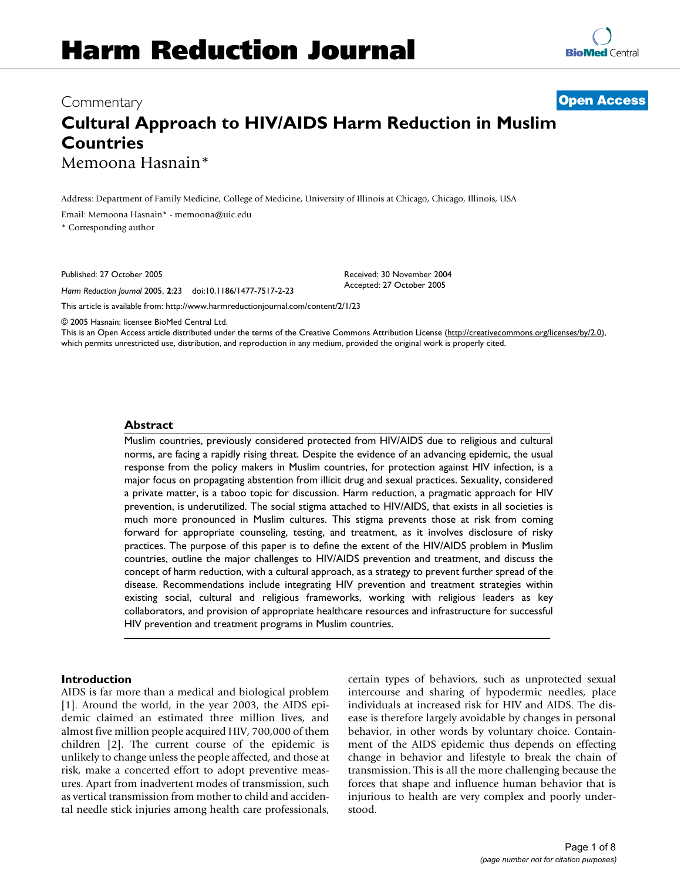Commentary

**Open Access**

# Cultural Approach to HIV/AIDS Harm Reduction in Muslim Countries

Memoona Hasnain*

Address: Department of Family Medicine, College of Medicine, University of Illinois at Chicago, Chicago, Illinois, USA

Email: Memoona Hasnain* - memoona@uic.edu

* Corresponding author

Published: 27 October 2005

*Harm Reduction Journal* 2005, **2**:23 doi:10.1186/1477-7517-2-23

Received: 30 November 2004
Accepted: 27 October 2005

This article is available from: http://www.harmreductionjournal.com/content/2/1/23

© 2005 Hasnain; licensee BioMed Central Ltd.

This is an Open Access article distributed under the terms of the Creative Commons Attribution License (http://creativecommons.org/licenses/by/2.0), which permits unrestricted use, distribution, and reproduction in any medium, provided the original work is properly cited.

## Abstract

Muslim countries, previously considered protected from HIV/AIDS due to religious and cultural norms, are facing a rapidly rising threat. Despite the evidence of an advancing epidemic, the usual response from the policy makers in Muslim countries, for protection against HIV infection, is a major focus on propagating abstention from illicit drug and sexual practices. Sexuality, considered a private matter, is a taboo topic for discussion. Harm reduction, a pragmatic approach for HIV prevention, is underutilized. The social stigma attached to HIV/AIDS, that exists in all societies is much more pronounced in Muslim cultures. This stigma prevents those at risk from coming forward for appropriate counseling, testing, and treatment, as it involves disclosure of risky practices. The purpose of this paper is to define the extent of the HIV/AIDS problem in Muslim countries, outline the major challenges to HIV/AIDS prevention and treatment, and discuss the concept of harm reduction, with a cultural approach, as a strategy to prevent further spread of the disease. Recommendations include integrating HIV prevention and treatment strategies within existing social, cultural and religious frameworks, working with religious leaders as key collaborators, and provision of appropriate healthcare resources and infrastructure for successful HIV prevention and treatment programs in Muslim countries.

## Introduction

AIDS is far more than a medical and biological problem [1]. Around the world, in the year 2003, the AIDS epidemic claimed an estimated three million lives, and almost five million people acquired HIV, 700,000 of them children [2]. The current course of the epidemic is unlikely to change unless the people affected, and those at risk, make a concerted effort to adopt preventive measures. Apart from inadvertent modes of transmission, such as vertical transmission from mother to child and accidental needle stick injuries among health care professionals, certain types of behaviors, such as unprotected sexual intercourse and sharing of hypodermic needles, place individuals at increased risk for HIV and AIDS. The disease is therefore largely avoidable by changes in personal behavior, in other words by voluntary choice. Containment of the AIDS epidemic thus depends on effecting change in behavior and lifestyle to break the chain of transmission. This is all the more challenging because the forces that shape and influence human behavior that is injurious to health are very complex and poorly understood.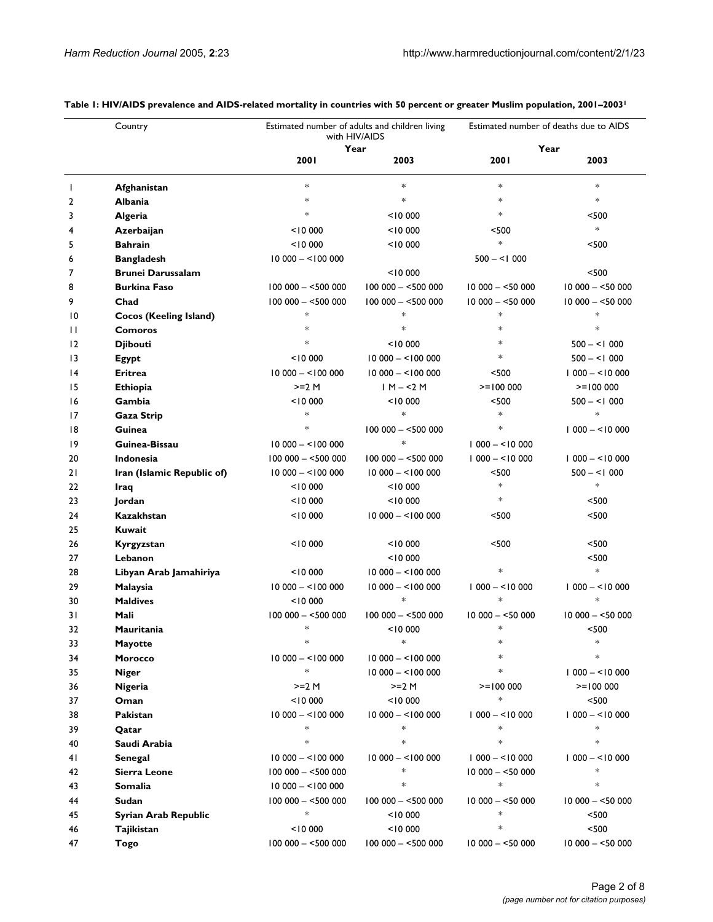**Table 1: HIV/AIDS prevalence and AIDS-related mortality in countries with 50 percent or greater Muslim population, 2001–2003[1]**

| | Country | Estimated number of adults and children living with HIV/AIDS | | Estimated number of deaths due to AIDS | |
|---|---|---|---|---|---|
| | | Year | | Year | |
| | | **2001** | **2003** | **2001** | **2003** |
| 1 | **Afghanistan** | * | * | * | * |
| 2 | **Albania** | * | * | * | * |
| 3 | **Algeria** | * | <10 000 | * | <500 |
| 4 | **Azerbaijan** | <10 000 | <10 000 | <500 | * |
| 5 | **Bahrain** | <10 000 | <10 000 | * | <500 |
| 6 | **Bangladesh** | 10 000 – <100 000 | | 500 – <1 000 | |
| 7 | **Brunei Darussalam** | | <10 000 | | <500 |
| 8 | **Burkina Faso** | 100 000 – <500 000 | 100 000 – <500 000 | 10 000 – <50 000 | 10 000 – <50 000 |
| 9 | **Chad** | 100 000 – <500 000 | 100 000 – <500 000 | 10 000 – <50 000 | 10 000 – <50 000 |
| 10 | **Cocos (Keeling Island)** | * | * | * | * |
| 11 | **Comoros** | * | * | * | * |
| 12 | **Djibouti** | * | <10 000 | * | 500 – <1 000 |
| 13 | **Egypt** | <10 000 | 10 000 – <100 000 | * | 500 – <1 000 |
| 14 | **Eritrea** | 10 000 – <100 000 | 10 000 – <100 000 | <500 | 1 000 – <10 000 |
| 15 | **Ethiopia** | >=2 M | 1 M – <2 M | >=100 000 | >=100 000 |
| 16 | **Gambia** | <10 000 | <10 000 | <500 | 500 – <1 000 |
| 17 | **Gaza Strip** | * | * | * | * |
| 18 | **Guinea** | * | 100 000 – <500 000 | * | 1 000 – <10 000 |
| 19 | **Guinea-Bissau** | 10 000 – <100 000 | * | 1 000 – <10 000 | |
| 20 | **Indonesia** | 100 000 – <500 000 | 100 000 – <500 000 | 1 000 – <10 000 | 1 000 – <10 000 |
| 21 | **Iran (Islamic Republic of)** | 10 000 – <100 000 | 10 000 – <100 000 | <500 | 500 – <1 000 |
| 22 | **Iraq** | <10 000 | <10 000 | * | * |
| 23 | **Jordan** | <10 000 | <10 000 | * | <500 |
| 24 | **Kazakhstan** | <10 000 | 10 000 – <100 000 | <500 | <500 |
| 25 | **Kuwait** | | | | |
| 26 | **Kyrgyzstan** | <10 000 | <10 000 | <500 | <500 |
| 27 | **Lebanon** | | <10 000 | | <500 |
| 28 | **Libyan Arab Jamahiriya** | <10 000 | 10 000 – <100 000 | * | * |
| 29 | **Malaysia** | 10 000 – <100 000 | 10 000 – <100 000 | 1 000 – <10 000 | 1 000 – <10 000 |
| 30 | **Maldives** | <10 000 | * | * | * |
| 31 | **Mali** | 100 000 – <500 000 | 100 000 – <500 000 | 10 000 – <50 000 | 10 000 – <50 000 |
| 32 | **Mauritania** | * | <10 000 | * | <500 |
| 33 | **Mayotte** | * | * | * | * |
| 34 | **Morocco** | 10 000 – <100 000 | 10 000 – <100 000 | * | * |
| 35 | **Niger** | * | 10 000 – <100 000 | * | 1 000 – <10 000 |
| 36 | **Nigeria** | >=2 M | >=2 M | >=100 000 | >=100 000 |
| 37 | **Oman** | <10 000 | <10 000 | * | <500 |
| 38 | **Pakistan** | 10 000 – <100 000 | 10 000 – <100 000 | 1 000 – <10 000 | 1 000 – <10 000 |
| 39 | **Qatar** | * | * | * | * |
| 40 | **Saudi Arabia** | * | * | * | * |
| 41 | **Senegal** | 10 000 – <100 000 | 10 000 – <100 000 | 1 000 – <10 000 | 1 000 – <10 000 |
| 42 | **Sierra Leone** | 100 000 – <500 000 | * | 10 000 – <50 000 | * |
| 43 | **Somalia** | 10 000 – <100 000 | * | * | * |
| 44 | **Sudan** | 100 000 – <500 000 | 100 000 – <500 000 | 10 000 – <50 000 | 10 000 – <50 000 |
| 45 | **Syrian Arab Republic** | * | <10 000 | * | <500 |
| 46 | **Tajikistan** | <10 000 | <10 000 | * | <500 |
| 47 | **Togo** | 100 000 – <500 000 | 100 000 – <500 000 | 10 000 – <50 000 | 10 000 – <50 000 |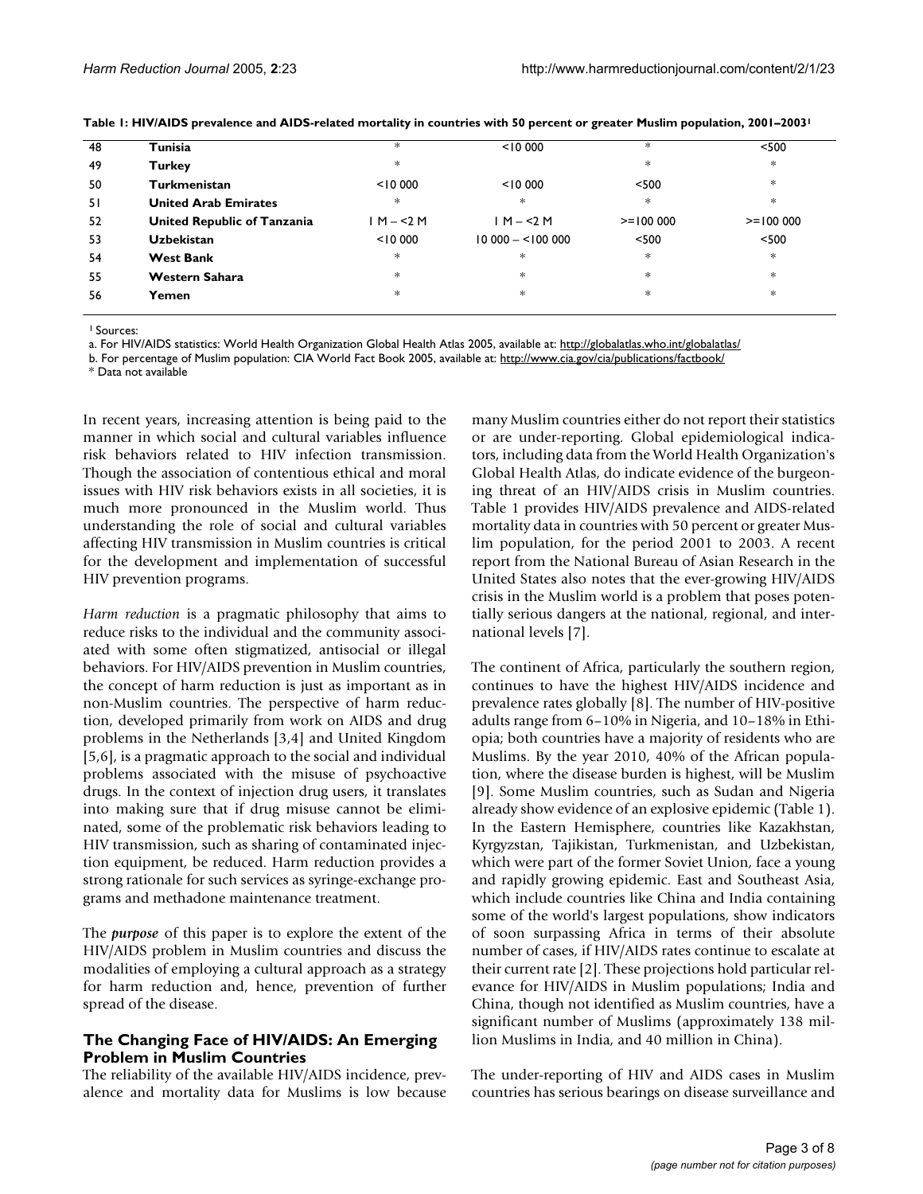**Table 1: HIV/AIDS prevalence and AIDS-related mortality in countries with 50 percent or greater Muslim population, 2001–2003[1]**

| | | | | | |
|---|---|---|---|---|---|
| 48 | **Tunisia** | * | <10 000 | * | <500 |
| 49 | **Turkey** | * | | * | * |
| 50 | **Turkmenistan** | <10 000 | <10 000 | <500 | * |
| 51 | **United Arab Emirates** | * | * | * | * |
| 52 | **United Republic of Tanzania** | 1 M – <2 M | 1 M – <2 M | >=100 000 | >=100 000 |
| 53 | **Uzbekistan** | <10 000 | 10 000 – <100 000 | <500 | <500 |
| 54 | **West Bank** | * | * | * | * |
| 55 | **Western Sahara** | * | * | * | * |
| 56 | **Yemen** | * | * | * | * |

[1] Sources:
a. For HIV/AIDS statistics: World Health Organization Global Health Atlas 2005, available at: http://globalatlas.who.int/globalatlas/
b. For percentage of Muslim population: CIA World Fact Book 2005, available at: http://www.cia.gov/cia/publications/factbook/
* Data not available

In recent years, increasing attention is being paid to the manner in which social and cultural variables influence risk behaviors related to HIV infection transmission. Though the association of contentious ethical and moral issues with HIV risk behaviors exists in all societies, it is much more pronounced in the Muslim world. Thus understanding the role of social and cultural variables affecting HIV transmission in Muslim countries is critical for the development and implementation of successful HIV prevention programs.

*Harm reduction* is a pragmatic philosophy that aims to reduce risks to the individual and the community associated with some often stigmatized, antisocial or illegal behaviors. For HIV/AIDS prevention in Muslim countries, the concept of harm reduction is just as important as in non-Muslim countries. The perspective of harm reduction, developed primarily from work on AIDS and drug problems in the Netherlands [3,4] and United Kingdom [5,6], is a pragmatic approach to the social and individual problems associated with the misuse of psychoactive drugs. In the context of injection drug users, it translates into making sure that if drug misuse cannot be eliminated, some of the problematic risk behaviors leading to HIV transmission, such as sharing of contaminated injection equipment, be reduced. Harm reduction provides a strong rationale for such services as syringe-exchange programs and methadone maintenance treatment.

The ***purpose*** of this paper is to explore the extent of the HIV/AIDS problem in Muslim countries and discuss the modalities of employing a cultural approach as a strategy for harm reduction and, hence, prevention of further spread of the disease.

## The Changing Face of HIV/AIDS: An Emerging Problem in Muslim Countries

The reliability of the available HIV/AIDS incidence, prevalence and mortality data for Muslims is low because many Muslim countries either do not report their statistics or are under-reporting. Global epidemiological indicators, including data from the World Health Organization's Global Health Atlas, do indicate evidence of the burgeoning threat of an HIV/AIDS crisis in Muslim countries. Table 1 provides HIV/AIDS prevalence and AIDS-related mortality data in countries with 50 percent or greater Muslim population, for the period 2001 to 2003. A recent report from the National Bureau of Asian Research in the United States also notes that the ever-growing HIV/AIDS crisis in the Muslim world is a problem that poses potentially serious dangers at the national, regional, and international levels [7].

The continent of Africa, particularly the southern region, continues to have the highest HIV/AIDS incidence and prevalence rates globally [8]. The number of HIV-positive adults range from 6–10% in Nigeria, and 10–18% in Ethiopia; both countries have a majority of residents who are Muslims. By the year 2010, 40% of the African population, where the disease burden is highest, will be Muslim [9]. Some Muslim countries, such as Sudan and Nigeria already show evidence of an explosive epidemic (Table 1). In the Eastern Hemisphere, countries like Kazakhstan, Kyrgyzstan, Tajikistan, Turkmenistan, and Uzbekistan, which were part of the former Soviet Union, face a young and rapidly growing epidemic. East and Southeast Asia, which include countries like China and India containing some of the world's largest populations, show indicators of soon surpassing Africa in terms of their absolute number of cases, if HIV/AIDS rates continue to escalate at their current rate [2]. These projections hold particular relevance for HIV/AIDS in Muslim populations; India and China, though not identified as Muslim countries, have a significant number of Muslims (approximately 138 million Muslims in India, and 40 million in China).

The under-reporting of HIV and AIDS cases in Muslim countries has serious bearings on disease surveillance and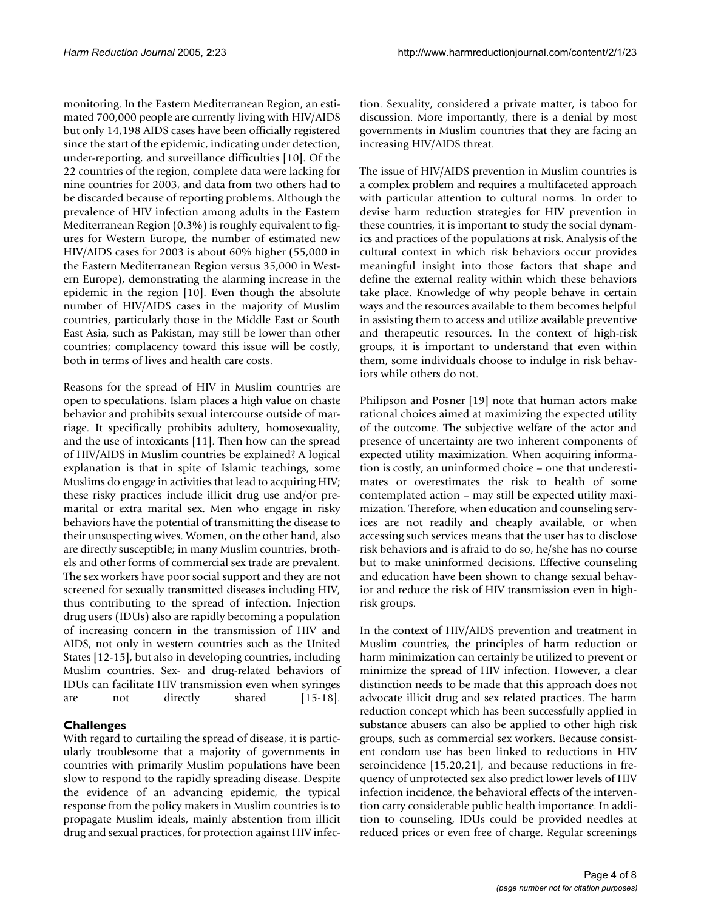monitoring. In the Eastern Mediterranean Region, an estimated 700,000 people are currently living with HIV/AIDS but only 14,198 AIDS cases have been officially registered since the start of the epidemic, indicating under detection, under-reporting, and surveillance difficulties [10]. Of the 22 countries of the region, complete data were lacking for nine countries for 2003, and data from two others had to be discarded because of reporting problems. Although the prevalence of HIV infection among adults in the Eastern Mediterranean Region (0.3%) is roughly equivalent to figures for Western Europe, the number of estimated new HIV/AIDS cases for 2003 is about 60% higher (55,000 in the Eastern Mediterranean Region versus 35,000 in Western Europe), demonstrating the alarming increase in the epidemic in the region [10]. Even though the absolute number of HIV/AIDS cases in the majority of Muslim countries, particularly those in the Middle East or South East Asia, such as Pakistan, may still be lower than other countries; complacency toward this issue will be costly, both in terms of lives and health care costs.

Reasons for the spread of HIV in Muslim countries are open to speculations. Islam places a high value on chaste behavior and prohibits sexual intercourse outside of marriage. It specifically prohibits adultery, homosexuality, and the use of intoxicants [11]. Then how can the spread of HIV/AIDS in Muslim countries be explained? A logical explanation is that in spite of Islamic teachings, some Muslims do engage in activities that lead to acquiring HIV; these risky practices include illicit drug use and/or premarital or extra marital sex. Men who engage in risky behaviors have the potential of transmitting the disease to their unsuspecting wives. Women, on the other hand, also are directly susceptible; in many Muslim countries, brothels and other forms of commercial sex trade are prevalent. The sex workers have poor social support and they are not screened for sexually transmitted diseases including HIV, thus contributing to the spread of infection. Injection drug users (IDUs) also are rapidly becoming a population of increasing concern in the transmission of HIV and AIDS, not only in western countries such as the United States [12-15], but also in developing countries, including Muslim countries. Sex- and drug-related behaviors of IDUs can facilitate HIV transmission even when syringes are not directly shared [15-18].

## Challenges

With regard to curtailing the spread of disease, it is particularly troublesome that a majority of governments in countries with primarily Muslim populations have been slow to respond to the rapidly spreading disease. Despite the evidence of an advancing epidemic, the typical response from the policy makers in Muslim countries is to propagate Muslim ideals, mainly abstention from illicit drug and sexual practices, for protection against HIV infection. Sexuality, considered a private matter, is taboo for discussion. More importantly, there is a denial by most governments in Muslim countries that they are facing an increasing HIV/AIDS threat.

The issue of HIV/AIDS prevention in Muslim countries is a complex problem and requires a multifaceted approach with particular attention to cultural norms. In order to devise harm reduction strategies for HIV prevention in these countries, it is important to study the social dynamics and practices of the populations at risk. Analysis of the cultural context in which risk behaviors occur provides meaningful insight into those factors that shape and define the external reality within which these behaviors take place. Knowledge of why people behave in certain ways and the resources available to them becomes helpful in assisting them to access and utilize available preventive and therapeutic resources. In the context of high-risk groups, it is important to understand that even within them, some individuals choose to indulge in risk behaviors while others do not.

Philipson and Posner [19] note that human actors make rational choices aimed at maximizing the expected utility of the outcome. The subjective welfare of the actor and presence of uncertainty are two inherent components of expected utility maximization. When acquiring information is costly, an uninformed choice – one that underestimates or overestimates the risk to health of some contemplated action – may still be expected utility maximization. Therefore, when education and counseling services are not readily and cheaply available, or when accessing such services means that the user has to disclose risk behaviors and is afraid to do so, he/she has no course but to make uninformed decisions. Effective counseling and education have been shown to change sexual behavior and reduce the risk of HIV transmission even in high-risk groups.

In the context of HIV/AIDS prevention and treatment in Muslim countries, the principles of harm reduction or harm minimization can certainly be utilized to prevent or minimize the spread of HIV infection. However, a clear distinction needs to be made that this approach does not advocate illicit drug and sex related practices. The harm reduction concept which has been successfully applied in substance abusers can also be applied to other high risk groups, such as commercial sex workers. Because consistent condom use has been linked to reductions in HIV seroincidence [15,20,21], and because reductions in frequency of unprotected sex also predict lower levels of HIV infection incidence, the behavioral effects of the intervention carry considerable public health importance. In addition to counseling, IDUs could be provided needles at reduced prices or even free of charge. Regular screenings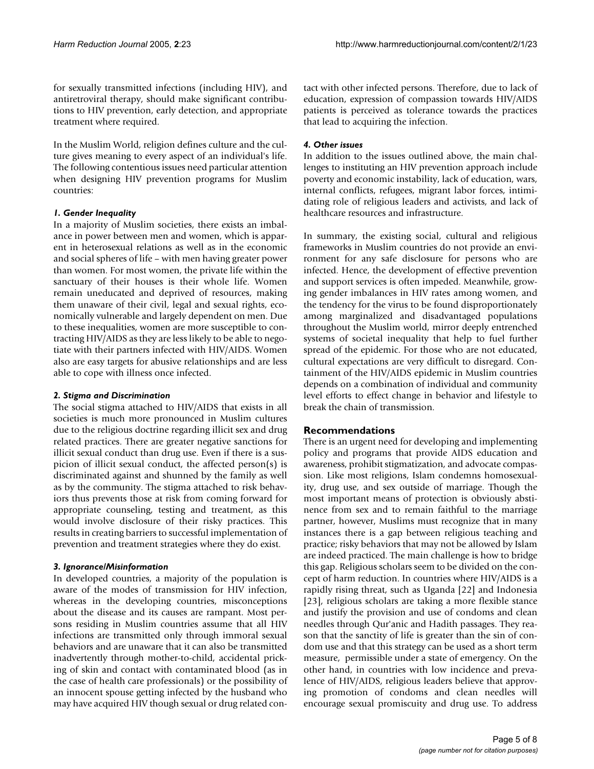for sexually transmitted infections (including HIV), and antiretroviral therapy, should make significant contributions to HIV prevention, early detection, and appropriate treatment where required.

In the Muslim World, religion defines culture and the culture gives meaning to every aspect of an individual's life. The following contentious issues need particular attention when designing HIV prevention programs for Muslim countries:

#### *1. Gender Inequality*

In a majority of Muslim societies, there exists an imbalance in power between men and women, which is apparent in heterosexual relations as well as in the economic and social spheres of life – with men having greater power than women. For most women, the private life within the sanctuary of their houses is their whole life. Women remain uneducated and deprived of resources, making them unaware of their civil, legal and sexual rights, economically vulnerable and largely dependent on men. Due to these inequalities, women are more susceptible to contracting HIV/AIDS as they are less likely to be able to negotiate with their partners infected with HIV/AIDS. Women also are easy targets for abusive relationships and are less able to cope with illness once infected.

#### *2. Stigma and Discrimination*

The social stigma attached to HIV/AIDS that exists in all societies is much more pronounced in Muslim cultures due to the religious doctrine regarding illicit sex and drug related practices. There are greater negative sanctions for illicit sexual conduct than drug use. Even if there is a suspicion of illicit sexual conduct, the affected person(s) is discriminated against and shunned by the family as well as by the community. The stigma attached to risk behaviors thus prevents those at risk from coming forward for appropriate counseling, testing and treatment, as this would involve disclosure of their risky practices. This results in creating barriers to successful implementation of prevention and treatment strategies where they do exist.

#### *3. Ignorance/Misinformation*

In developed countries, a majority of the population is aware of the modes of transmission for HIV infection, whereas in the developing countries, misconceptions about the disease and its causes are rampant. Most persons residing in Muslim countries assume that all HIV infections are transmitted only through immoral sexual behaviors and are unaware that it can also be transmitted inadvertently through mother-to-child, accidental pricking of skin and contact with contaminated blood (as in the case of health care professionals) or the possibility of an innocent spouse getting infected by the husband who may have acquired HIV though sexual or drug related contact with other infected persons. Therefore, due to lack of education, expression of compassion towards HIV/AIDS patients is perceived as tolerance towards the practices that lead to acquiring the infection.

#### *4. Other issues*

In addition to the issues outlined above, the main challenges to instituting an HIV prevention approach include poverty and economic instability, lack of education, wars, internal conflicts, refugees, migrant labor forces, intimidating role of religious leaders and activists, and lack of healthcare resources and infrastructure.

In summary, the existing social, cultural and religious frameworks in Muslim countries do not provide an environment for any safe disclosure for persons who are infected. Hence, the development of effective prevention and support services is often impeded. Meanwhile, growing gender imbalances in HIV rates among women, and the tendency for the virus to be found disproportionately among marginalized and disadvantaged populations throughout the Muslim world, mirror deeply entrenched systems of societal inequality that help to fuel further spread of the epidemic. For those who are not educated, cultural expectations are very difficult to disregard. Containment of the HIV/AIDS epidemic in Muslim countries depends on a combination of individual and community level efforts to effect change in behavior and lifestyle to break the chain of transmission.

## Recommendations

There is an urgent need for developing and implementing policy and programs that provide AIDS education and awareness, prohibit stigmatization, and advocate compassion. Like most religions, Islam condemns homosexuality, drug use, and sex outside of marriage. Though the most important means of protection is obviously abstinence from sex and to remain faithful to the marriage partner, however, Muslims must recognize that in many instances there is a gap between religious teaching and practice; risky behaviors that may not be allowed by Islam are indeed practiced. The main challenge is how to bridge this gap. Religious scholars seem to be divided on the concept of harm reduction. In countries where HIV/AIDS is a rapidly rising threat, such as Uganda [22] and Indonesia [23], religious scholars are taking a more flexible stance and justify the provision and use of condoms and clean needles through Qur'anic and Hadith passages. They reason that the sanctity of life is greater than the sin of condom use and that this strategy can be used as a short term measure, permissible under a state of emergency. On the other hand, in countries with low incidence and prevalence of HIV/AIDS, religious leaders believe that approving promotion of condoms and clean needles will encourage sexual promiscuity and drug use. To address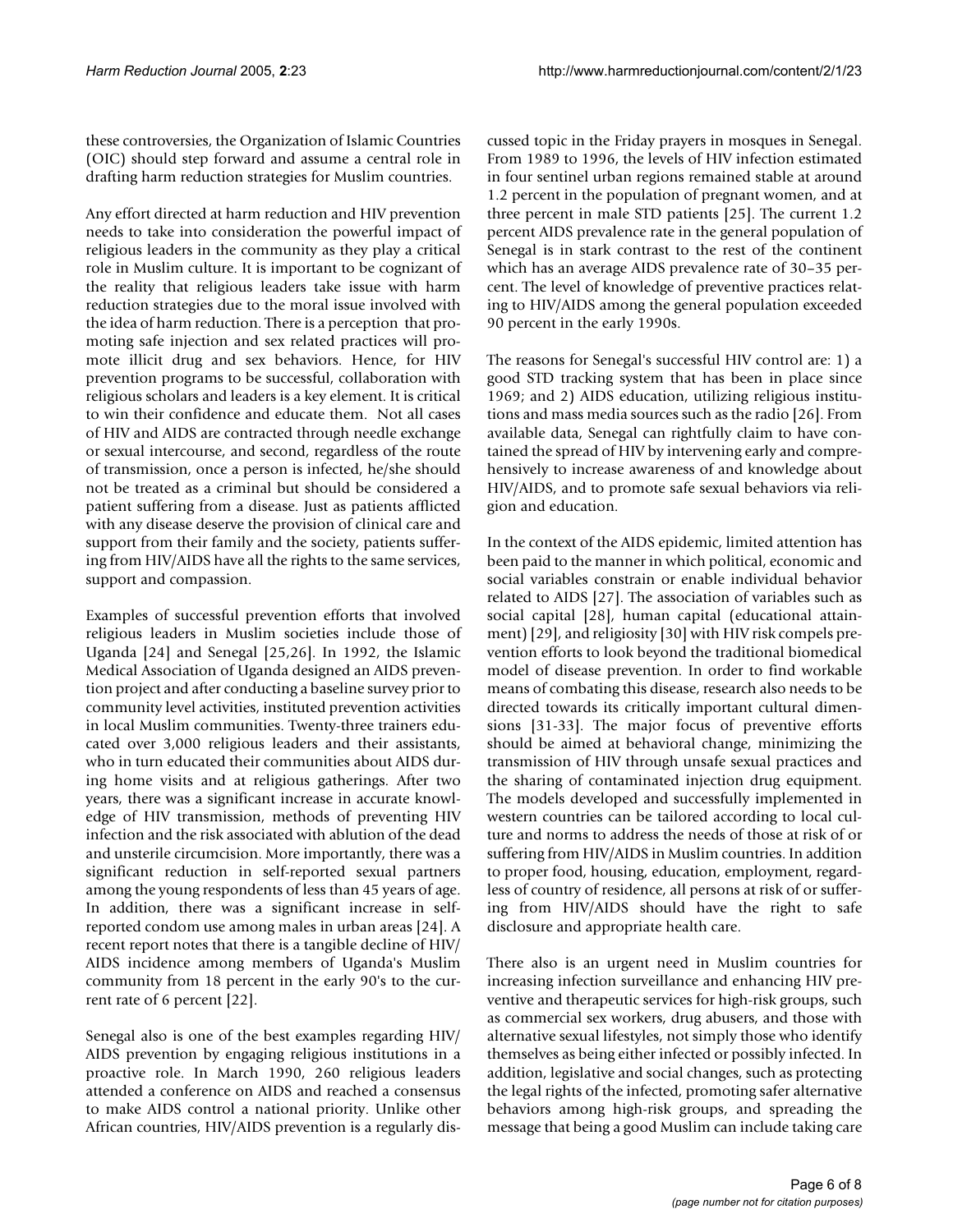these controversies, the Organization of Islamic Countries (OIC) should step forward and assume a central role in drafting harm reduction strategies for Muslim countries.

Any effort directed at harm reduction and HIV prevention needs to take into consideration the powerful impact of religious leaders in the community as they play a critical role in Muslim culture. It is important to be cognizant of the reality that religious leaders take issue with harm reduction strategies due to the moral issue involved with the idea of harm reduction. There is a perception that promoting safe injection and sex related practices will promote illicit drug and sex behaviors. Hence, for HIV prevention programs to be successful, collaboration with religious scholars and leaders is a key element. It is critical to win their confidence and educate them. Not all cases of HIV and AIDS are contracted through needle exchange or sexual intercourse, and second, regardless of the route of transmission, once a person is infected, he/she should not be treated as a criminal but should be considered a patient suffering from a disease. Just as patients afflicted with any disease deserve the provision of clinical care and support from their family and the society, patients suffering from HIV/AIDS have all the rights to the same services, support and compassion.

Examples of successful prevention efforts that involved religious leaders in Muslim societies include those of Uganda [24] and Senegal [25,26]. In 1992, the Islamic Medical Association of Uganda designed an AIDS prevention project and after conducting a baseline survey prior to community level activities, instituted prevention activities in local Muslim communities. Twenty-three trainers educated over 3,000 religious leaders and their assistants, who in turn educated their communities about AIDS during home visits and at religious gatherings. After two years, there was a significant increase in accurate knowledge of HIV transmission, methods of preventing HIV infection and the risk associated with ablution of the dead and unsterile circumcision. More importantly, there was a significant reduction in self-reported sexual partners among the young respondents of less than 45 years of age. In addition, there was a significant increase in self-reported condom use among males in urban areas [24]. A recent report notes that there is a tangible decline of HIV/AIDS incidence among members of Uganda's Muslim community from 18 percent in the early 90's to the current rate of 6 percent [22].

Senegal also is one of the best examples regarding HIV/AIDS prevention by engaging religious institutions in a proactive role. In March 1990, 260 religious leaders attended a conference on AIDS and reached a consensus to make AIDS control a national priority. Unlike other African countries, HIV/AIDS prevention is a regularly discussed topic in the Friday prayers in mosques in Senegal. From 1989 to 1996, the levels of HIV infection estimated in four sentinel urban regions remained stable at around 1.2 percent in the population of pregnant women, and at three percent in male STD patients [25]. The current 1.2 percent AIDS prevalence rate in the general population of Senegal is in stark contrast to the rest of the continent which has an average AIDS prevalence rate of 30–35 percent. The level of knowledge of preventive practices relating to HIV/AIDS among the general population exceeded 90 percent in the early 1990s.

The reasons for Senegal's successful HIV control are: 1) a good STD tracking system that has been in place since 1969; and 2) AIDS education, utilizing religious institutions and mass media sources such as the radio [26]. From available data, Senegal can rightfully claim to have contained the spread of HIV by intervening early and comprehensively to increase awareness of and knowledge about HIV/AIDS, and to promote safe sexual behaviors via religion and education.

In the context of the AIDS epidemic, limited attention has been paid to the manner in which political, economic and social variables constrain or enable individual behavior related to AIDS [27]. The association of variables such as social capital [28], human capital (educational attainment) [29], and religiosity [30] with HIV risk compels prevention efforts to look beyond the traditional biomedical model of disease prevention. In order to find workable means of combating this disease, research also needs to be directed towards its critically important cultural dimensions [31-33]. The major focus of preventive efforts should be aimed at behavioral change, minimizing the transmission of HIV through unsafe sexual practices and the sharing of contaminated injection drug equipment. The models developed and successfully implemented in western countries can be tailored according to local culture and norms to address the needs of those at risk of or suffering from HIV/AIDS in Muslim countries. In addition to proper food, housing, education, employment, regardless of country of residence, all persons at risk of or suffering from HIV/AIDS should have the right to safe disclosure and appropriate health care.

There also is an urgent need in Muslim countries for increasing infection surveillance and enhancing HIV preventive and therapeutic services for high-risk groups, such as commercial sex workers, drug abusers, and those with alternative sexual lifestyles, not simply those who identify themselves as being either infected or possibly infected. In addition, legislative and social changes, such as protecting the legal rights of the infected, promoting safer alternative behaviors among high-risk groups, and spreading the message that being a good Muslim can include taking care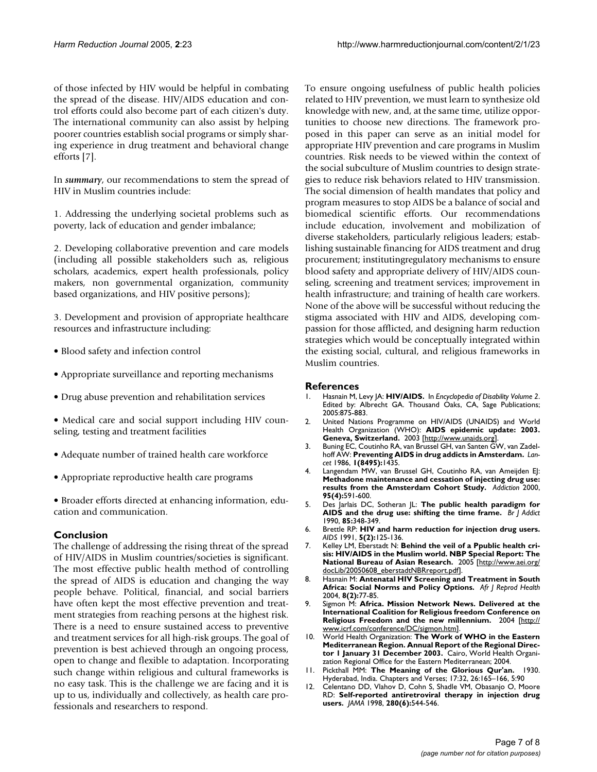of those infected by HIV would be helpful in combating the spread of the disease. HIV/AIDS education and control efforts could also become part of each citizen's duty. The international community can also assist by helping poorer countries establish social programs or simply sharing experience in drug treatment and behavioral change efforts [7].

In ***summary***, our recommendations to stem the spread of HIV in Muslim countries include:

1. Addressing the underlying societal problems such as poverty, lack of education and gender imbalance;

2. Developing collaborative prevention and care models (including all possible stakeholders such as, religious scholars, academics, expert health professionals, policy makers, non governmental organization, community based organizations, and HIV positive persons);

3. Development and provision of appropriate healthcare resources and infrastructure including:

- Blood safety and infection control
- Appropriate surveillance and reporting mechanisms
- Drug abuse prevention and rehabilitation services
- Medical care and social support including HIV counseling, testing and treatment facilities
- Adequate number of trained health care workforce
- Appropriate reproductive health care programs
- Broader efforts directed at enhancing information, education and communication.

## Conclusion

The challenge of addressing the rising threat of the spread of HIV/AIDS in Muslim countries/societies is significant. The most effective public health method of controlling the spread of AIDS is education and changing the way people behave. Political, financial, and social barriers have often kept the most effective prevention and treatment strategies from reaching persons at the highest risk. There is a need to ensure sustained access to preventive and treatment services for all high-risk groups. The goal of prevention is best achieved through an ongoing process, open to change and flexible to adaptation. Incorporating such change within religious and cultural frameworks is no easy task. This is the challenge we are facing and it is up to us, individually and collectively, as health care professionals and researchers to respond.

To ensure ongoing usefulness of public health policies related to HIV prevention, we must learn to synthesize old knowledge with new, and, at the same time, utilize opportunities to choose new directions. The framework proposed in this paper can serve as an initial model for appropriate HIV prevention and care programs in Muslim countries. Risk needs to be viewed within the context of the social subculture of Muslim countries to design strategies to reduce risk behaviors related to HIV transmission. The social dimension of health mandates that policy and program measures to stop AIDS be a balance of social and biomedical scientific efforts. Our recommendations include education, involvement and mobilization of diverse stakeholders, particularly religious leaders; establishing sustainable financing for AIDS treatment and drug procurement; institutingregulatory mechanisms to ensure blood safety and appropriate delivery of HIV/AIDS counseling, screening and treatment services; improvement in health infrastructure; and training of health care workers. None of the above will be successful without reducing the stigma associated with HIV and AIDS, developing compassion for those afflicted, and designing harm reduction strategies which would be conceptually integrated within the existing social, cultural, and religious frameworks in Muslim countries.

## References

1. Hasnain M, Levy JA: **HIV/AIDS.** In *Encyclopedia of Disability Volume 2*. Edited by: Albrecht GA. Thousand Oaks, CA, Sage Publications; 2005:875-883.
2. United Nations Programme on HIV/AIDS (UNAIDS) and World Health Organization (WHO): **AIDS epidemic update: 2003. Geneva, Switzerland.** 2003 [http://www.unaids.org].
3. Buning EC, Coutinho RA, van Brussel GH, van Santen GW, van Zadelhoff AW: **Preventing AIDS in drug addicts in Amsterdam.** *Lancet* 1986, **1(8495):**1435.
4. Langendam MW, van Brussel GH, Coutinho RA, van Ameijden EJ: **Methadone maintenance and cessation of injecting drug use: results from the Amsterdam Cohort Study.** *Addiction* 2000, **95(4):**591-600.
5. Des Jarlais DC, Sotheran JL: **The public health paradigm for AIDS and the drug use: shifting the time frame.** *Br J Addict* 1990, **85:**348-349.
6. Brettle RP: **HIV and harm reduction for injection drug users.** *AIDS* 1991, **5(2):**125-136.
7. Kelley LM, Eberstadt N: **Behind the veil of a Ppublic health crisis: HIV/AIDS in the Muslim world. NBP Special Report: The National Bureau of Asian Research.** 2005 [http://www.aei.org/docLib/20050608_eberstadtNBRreport.pdf].
8. Hasnain M: **Antenatal HIV Screening and Treatment in South Africa: Social Norms and Policy Options.** *Afr J Reprod Health* 2004, **8(2):**77-85.
9. Sigmon M: **Africa. Mission Network News. Delivered at the International Coalition for Religious freedom Conference on Religious Freedom and the new millennium.** 2004 [http://www.icrf.com/conference/DC/sigmon.htm].
10. World Health Organization: **The Work of WHO in the Eastern Mediterranean Region. Annual Report of the Regional Director 1 January 31 December 2003.** Cairo, World Health Organization Regional Office for the Eastern Mediterranean; 2004.
11. Pickthall MM: **The Meaning of the Glorious Qur'an.** 1930. Hyderabad, India. Chapters and Verses; 17:32, 26:165–166, 5:90
12. Celentano DD, Vlahov D, Cohn S, Shadle VM, Obasanjo O, Moore RD: **Self-reported antiretroviral therapy in injection drug users.** *JAMA* 1998, **280(6):**544-546.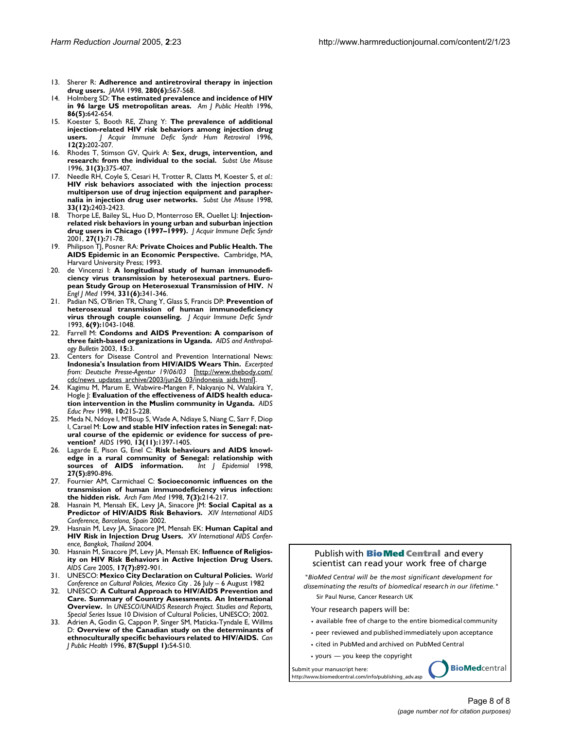13. Sherer R: **Adherence and antiretroviral therapy in injection drug users.** *JAMA* 1998, **280(6):**567-568.
14. Holmberg SD: **The estimated prevalence and incidence of HIV in 96 large US metropolitan areas.** *Am J Public Health* 1996, **86(5):**642-654.
15. Koester S, Booth RE, Zhang Y: **The prevalence of additional injection-related HIV risk behaviors among injection drug users.** *J Acquir Immune Defic Syndr Hum Retrovirol* 1996, **12(2):**202-207.
16. Rhodes T, Stimson GV, Quirk A: **Sex, drugs, intervention, and research: from the individual to the social.** *Subst Use Misuse* 1996, **31(3):**375-407.
17. Needle RH, Coyle S, Cesari H, Trotter R, Clatts M, Koester S, *et al.*: **HIV risk behaviors associated with the injection process: multiperson use of drug injection equipment and paraphernalia in injection drug user networks.** *Subst Use Misuse* 1998, **33(12):**2403-2423.
18. Thorpe LE, Bailey SL, Huo D, Monterroso ER, Ouellet LJ: **Injection-related risk behaviors in young urban and suburban injection drug users in Chicago (1997–1999).** *J Acquir Immune Defic Syndr* 2001, **27(1):**71-78.
19. Philipson TJ, Posner RA: **Private Choices and Public Health. The AIDS Epidemic in an Economic Perspective.** Cambridge, MA, Harvard University Press; 1993.
20. de Vincenzi I: **A longitudinal study of human immunodeficiency virus transmission by heterosexual partners. European Study Group on Heterosexual Transmission of HIV.** *N Engl J Med* 1994, **331(6):**341-346.
21. Padian NS, O'Brien TR, Chang Y, Glass S, Francis DP: **Prevention of heterosexual transmission of human immunodeficiency virus through couple counseling.** *J Acquir Immune Defic Syndr* 1993, **6(9):**1043-1048.
22. Farrell M: **Condoms and AIDS Prevention: A comparison of three faith-based organizations in Uganda.** *AIDS and Anthropology Bulletin* 2003, **15:**3.
23. Centers for Disease Control and Prevention International News: **Indonesia's Insulation from HIV/AIDS Wears Thin.** *Excerpted from: Deutsche Presse-Agentur 19/06/03* [http://www.thebody.com/cdc/news_updates_archive/2003/jun26_03/indonesia_aids.html].
24. Kagimu M, Marum E, Wabwire-Mangen F, Nakyanjo N, Walakira Y, Hogle J: **Evaluation of the effectiveness of AIDS health education intervention in the Muslim community in Uganda.** *AIDS Educ Prev* 1998, **10:**215-228.
25. Meda N, Ndoye I, M'Boup S, Wade A, Ndiaye S, Niang C, Sarr F, Diop I, Carael M: **Low and stable HIV infection rates in Senegal: natural course of the epidemic or evidence for success of prevention?** *AIDS* 1990, **13(11):**1397-1405.
26. Lagarde E, Pison G, Enel C: **Risk behaviours and AIDS knowledge in a rural community of Senegal: relationship with sources of AIDS information.** *Int J Epidemiol* 1998, **27(5):**890-896.
27. Fournier AM, Carmichael C: **Socioeconomic influences on the transmission of human immunodeficiency virus infection: the hidden risk.** *Arch Fam Med* 1998, **7(3):**214-217.
28. Hasnain M, Mensah EK, Levy JA, Sinacore JM: **Social Capital as a Predictor of HIV/AIDS Risk Behaviors.** *XIV International AIDS Conference, Barcelona, Spain* 2002.
29. Hasnain M, Levy JA, Sinacore JM, Mensah EK: **Human Capital and HIV Risk in Injection Drug Users.** *XV International AIDS Conference, Bangkok, Thailand* 2004.
30. Hasnain M, Sinacore JM, Levy JA, Mensah EK: **Influence of Religiosity on HIV Risk Behaviors in Active Injection Drug Users.** *AIDS Care* 2005, **17(7):**892-901.
31. UNESCO: **Mexico City Declaration on Cultural Policies.** *World Conference on Cultural Policies, Mexico City* . 26 July – 6 August 1982
32. UNESCO: **A Cultural Approach to HIV/AIDS Prevention and Care. Summary of Country Assessments. An International Overview.** In *UNESCO/UNAIDS Research Project. Studies and Reports, Special Series* Issue 10 Division of Cultural Policies, UNESCO; 2002.
33. Adrien A, Godin G, Cappon P, Singer SM, Maticka-Tyndale E, Willms D: **Overview of the Canadian study on the determinants of ethnoculturally specific behaviours related to HIV/AIDS.** *Can J Public Health* 1996, **87(Suppl 1):**S4-S10.

Publish with **BioMed Central** and every scientist can read your work free of charge

*"BioMed Central will be the most significant development for disseminating the results of biomedical research in our lifetime."*
Sir Paul Nurse, Cancer Research UK

Your research papers will be:

- available free of charge to the entire biomedical community
- peer reviewed and published immediately upon acceptance
- cited in PubMed and archived on PubMed Central
- yours — you keep the copyright

Submit your manuscript here:
http://www.biomedcentral.com/info/publishing_adv.asp

BioMedcentral